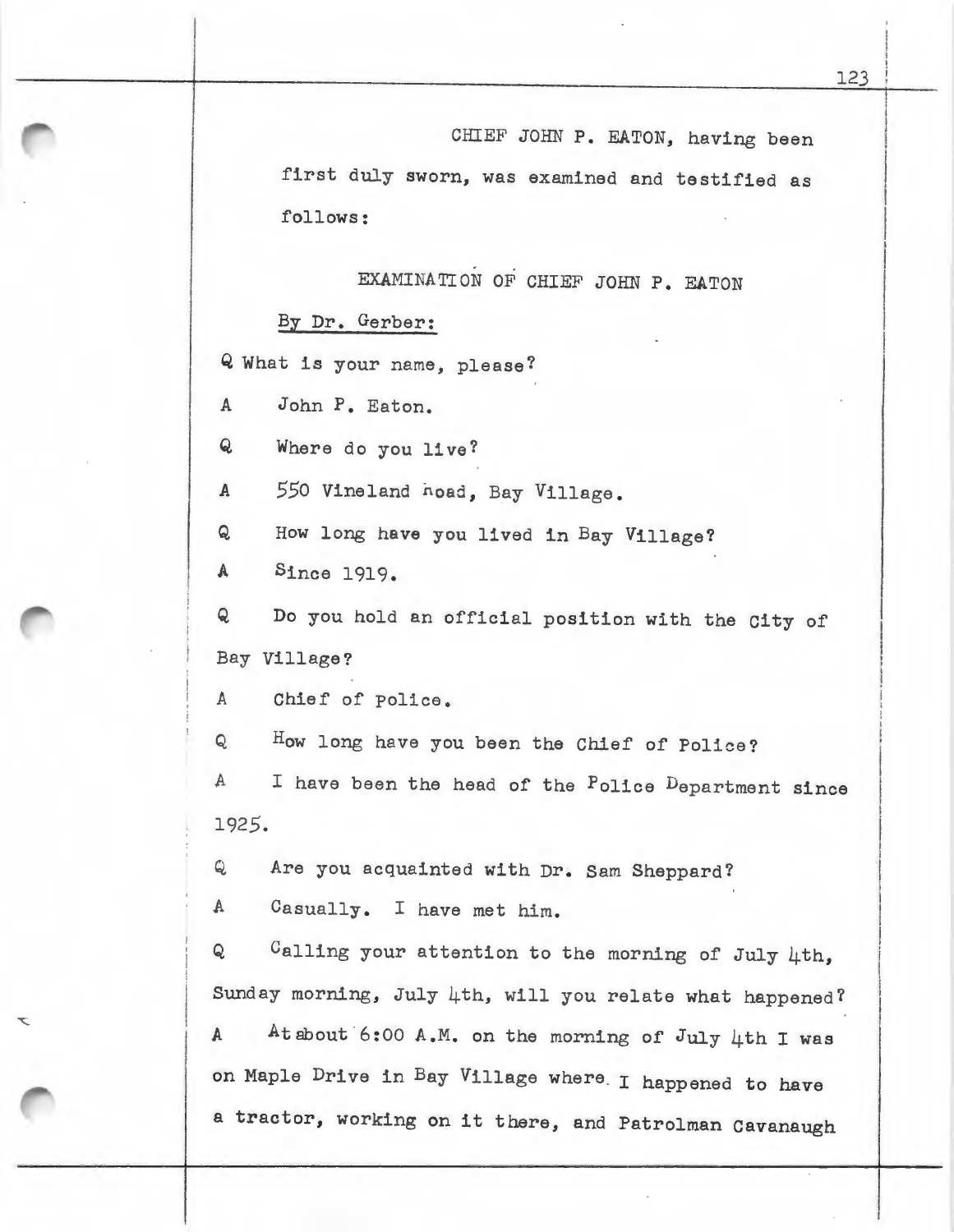CHIEF JOHN P. EATON, having been first duly sworn, was examined and testified as follows:

EXAMINATION OF CHIEF JOHN P. EATON

By Dr. Gerber:

Q What is your name, please?

A John P. Eaton.

Q Where do you live?

A 550 Vineland Road, Bay Village.

Q How long have you lived in Bay Village?

A Since 1919.

Q Do you hold an official position with the City of Bay Village?

A Chief of Police.

Q How long have you been the Chief of Police?

A I have been the head of the Police Department since 1925.

Q Are you acquainted with Dr. Sam Sheppard?

A Casually. I have met him.

Q Calling your attention to the morning of July 4th, Sunday morning, July 4th, will you relate what happened?

A At about 6:00 A.M. on the morning of July 4th I was on Maple Drive in Bay Village where I happened to have a tractor, working on it there, and Patrolman Cavanaugh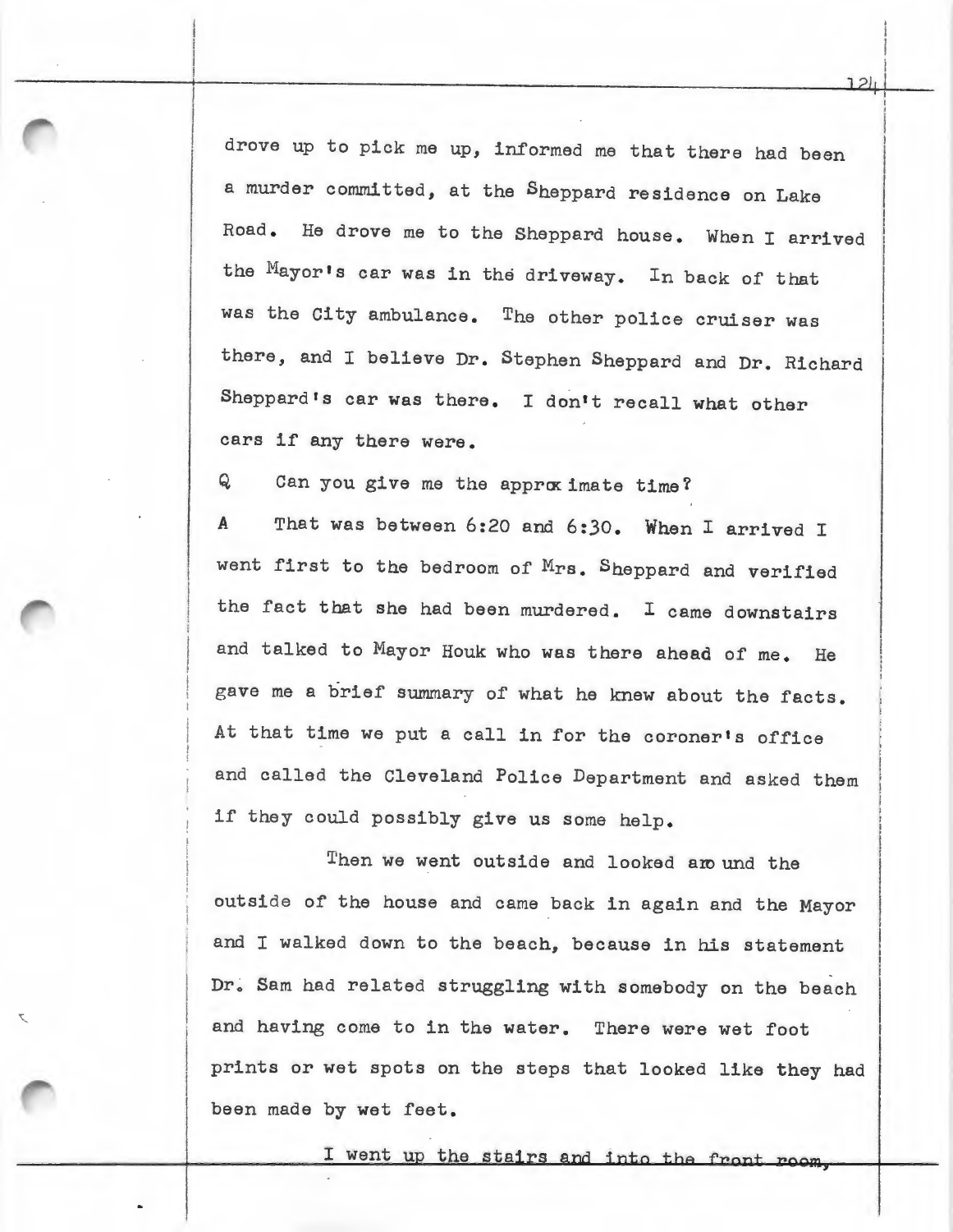drove up to pick me up, informed me that there had been a murder committed, at the Sheppard residence on Lake Road. He drove me to the Sheppard house. When I arrived the Mayor's car was in the driveway. In back of that was the City ambulance. The other police cruiser was there, and I believe Dr. Stephen Sheppard and Dr. Richard Sheppard's car was there. I don't recall what other cars if any there were.

Q Can you give me the approximate time?

A That was between 6:20 and 6:30. When I arrived I went first to the bedroom of Mrs. Sheppard and verified the fact that she had been murdered. I came downstairs and talked to Mayor Houk who was there ahead of me. He gave me a brief summary of what he knew about the facts. At that time we put a call in for the coroner's office and called the Cleveland Police Department and asked them if they could possibly give us some help.

Then we went outside and looked around the outside of the house and came back in again and the Mayor and I walked down to the beach, because in his statement Dr. Sam had related struggling with somebody on the beach and having come to in the water. There were wet foot prints or wet spots on the steps that looked like they had been made by wet feet.

I went up the stairs and into the front room,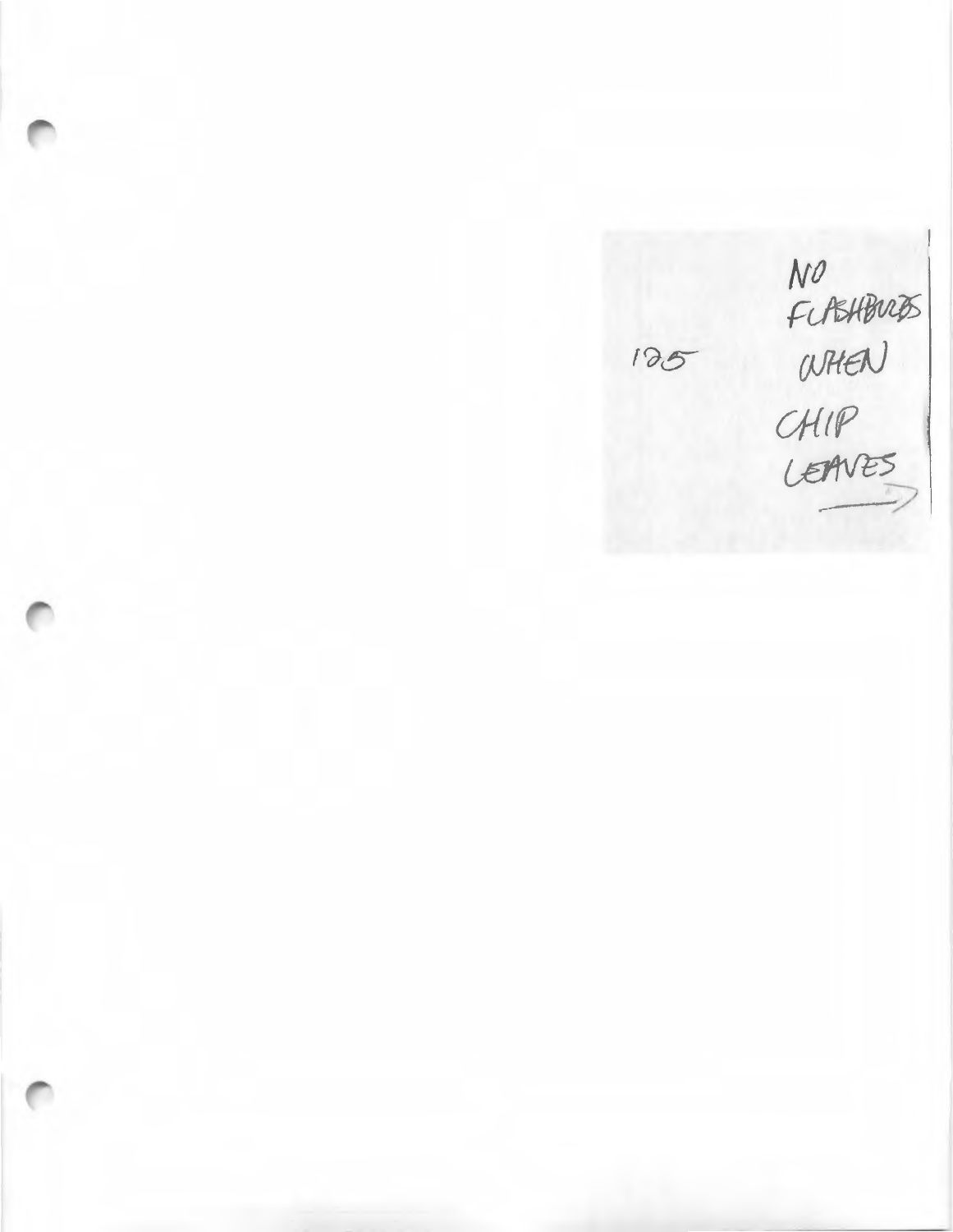125

NO FLASHBULBS WHEN CHIP LEAVES →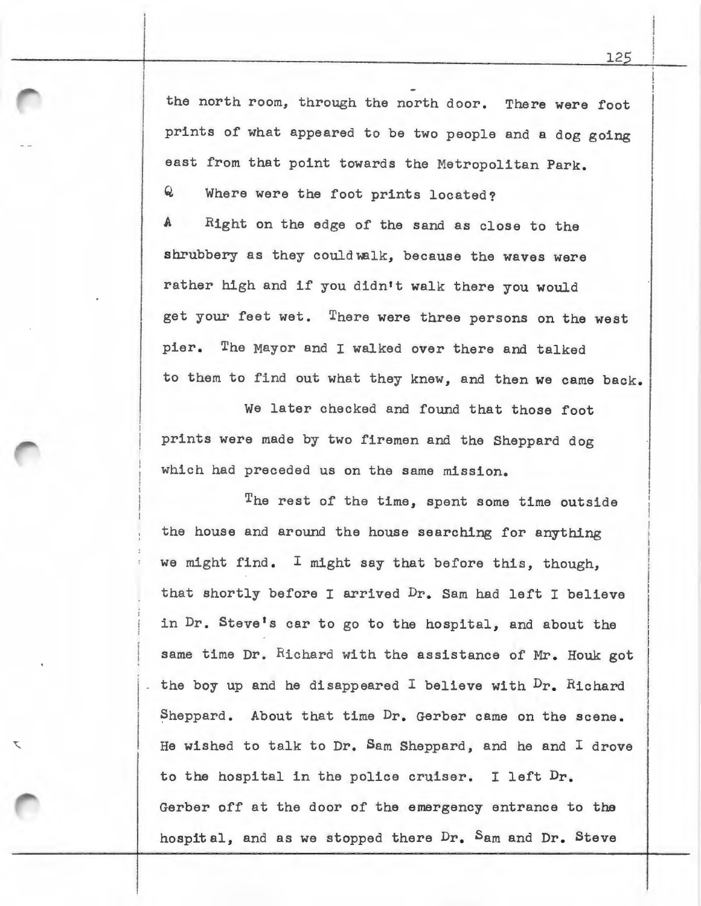the north room, through the north door. There were foot prints of what appeared to be two people and a dog going east from that point towards the Metropolitan Park.

Q Where were the foot prints located?

A Right on the edge of the sand as close to the shrubbery as they could walk, because the waves were rather high and if you didn't walk there you would get your feet wet. There were three persons on the west pier. The Mayor and I walked over there and talked to them to find out what they knew, and then we came back.

We later checked and found that those foot prints were made by two firemen and the Sheppard dog which had preceded us on the same mission.

The rest of the time, spent some time outside the house and around the house searching for anything we might find. I might say that before this, though, that shortly before I arrived Dr. Sam had left I believe in Dr. Steve's car to go to the hospital, and about the same time Dr. Richard with the assistance of Mr. Houk got the boy up and he disappeared I believe with Dr. Richard Sheppard. About that time Dr. Gerber came on the scene. He wished to talk to Dr. Sam Sheppard, and he and I drove to the hospital in the police cruiser. I left Dr. Gerber off at the door of the emergency entrance to the hospital, and as we stopped there Dr. Sam and Dr. Steve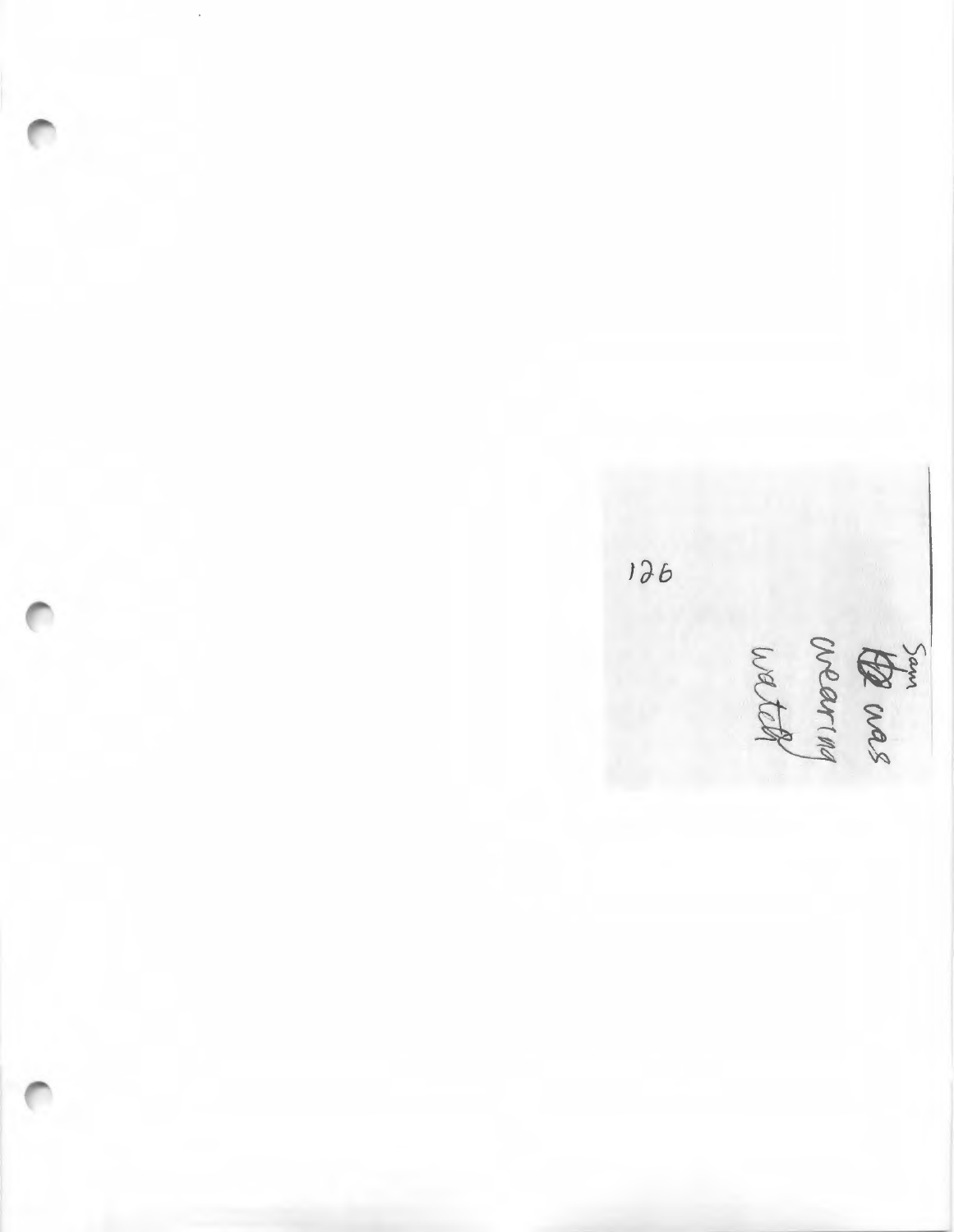126

Sam
~~He~~ was
wearing
watch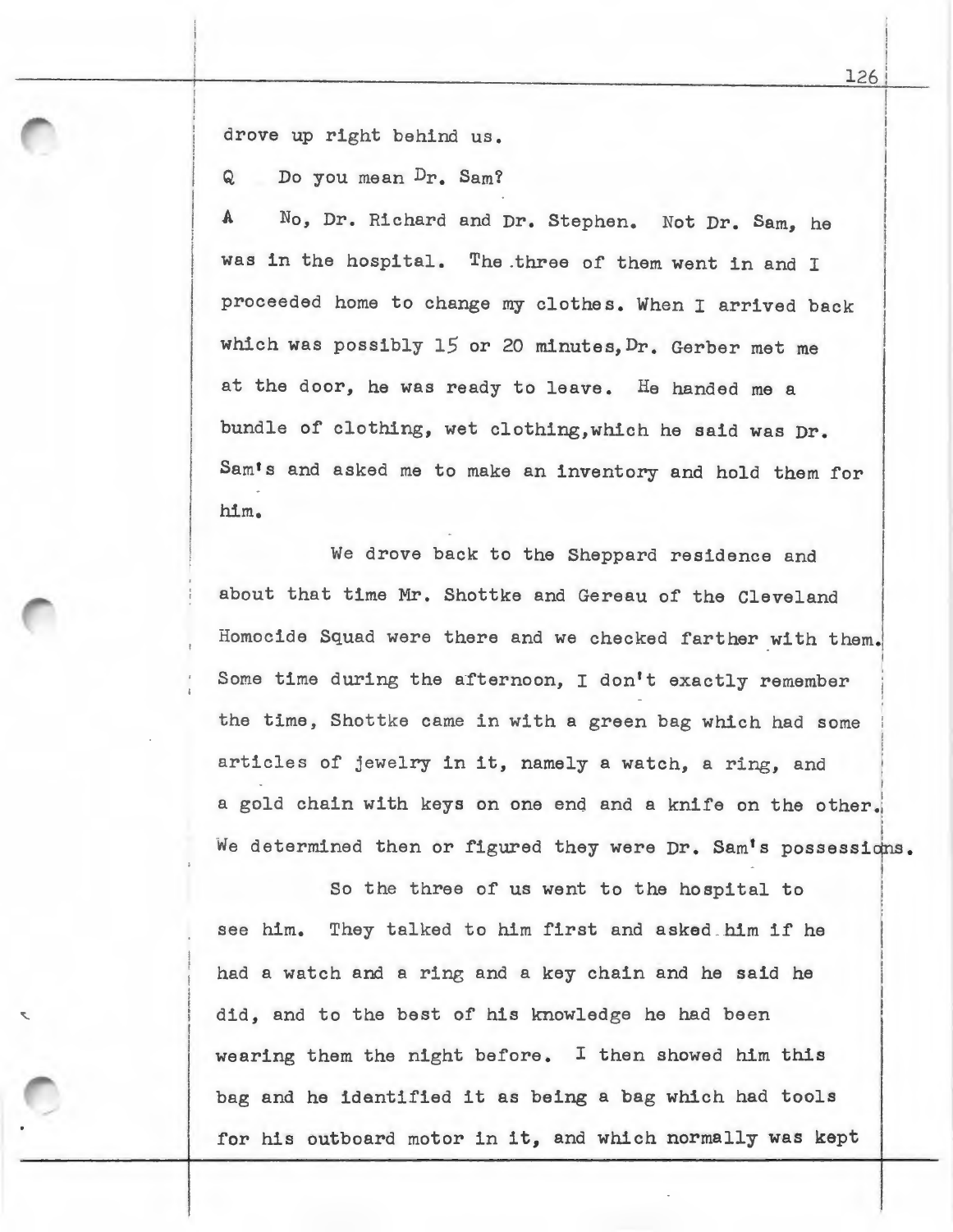drove up right behind us.

Q Do you mean Dr. Sam?

A No, Dr. Richard and Dr. Stephen. Not Dr. Sam, he was in the hospital. The three of them went in and I proceeded home to change my clothes. When I arrived back which was possibly 15 or 20 minutes, Dr. Gerber met me at the door, he was ready to leave. He handed me a bundle of clothing, wet clothing, which he said was Dr. Sam's and asked me to make an inventory and hold them for him.

We drove back to the Sheppard residence and about that time Mr. Shottke and Gereau of the Cleveland Homocide Squad were there and we checked farther with them. Some time during the afternoon, I don't exactly remember the time, Shottke came in with a green bag which had some articles of jewelry in it, namely a watch, a ring, and a gold chain with keys on one end and a knife on the other. We determined then or figured they were Dr. Sam's possessions.

So the three of us went to the hospital to see him. They talked to him first and asked him if he had a watch and a ring and a key chain and he said he did, and to the best of his knowledge he had been wearing them the night before. I then showed him this bag and he identified it as being a bag which had tools for his outboard motor in it, and which normally was kept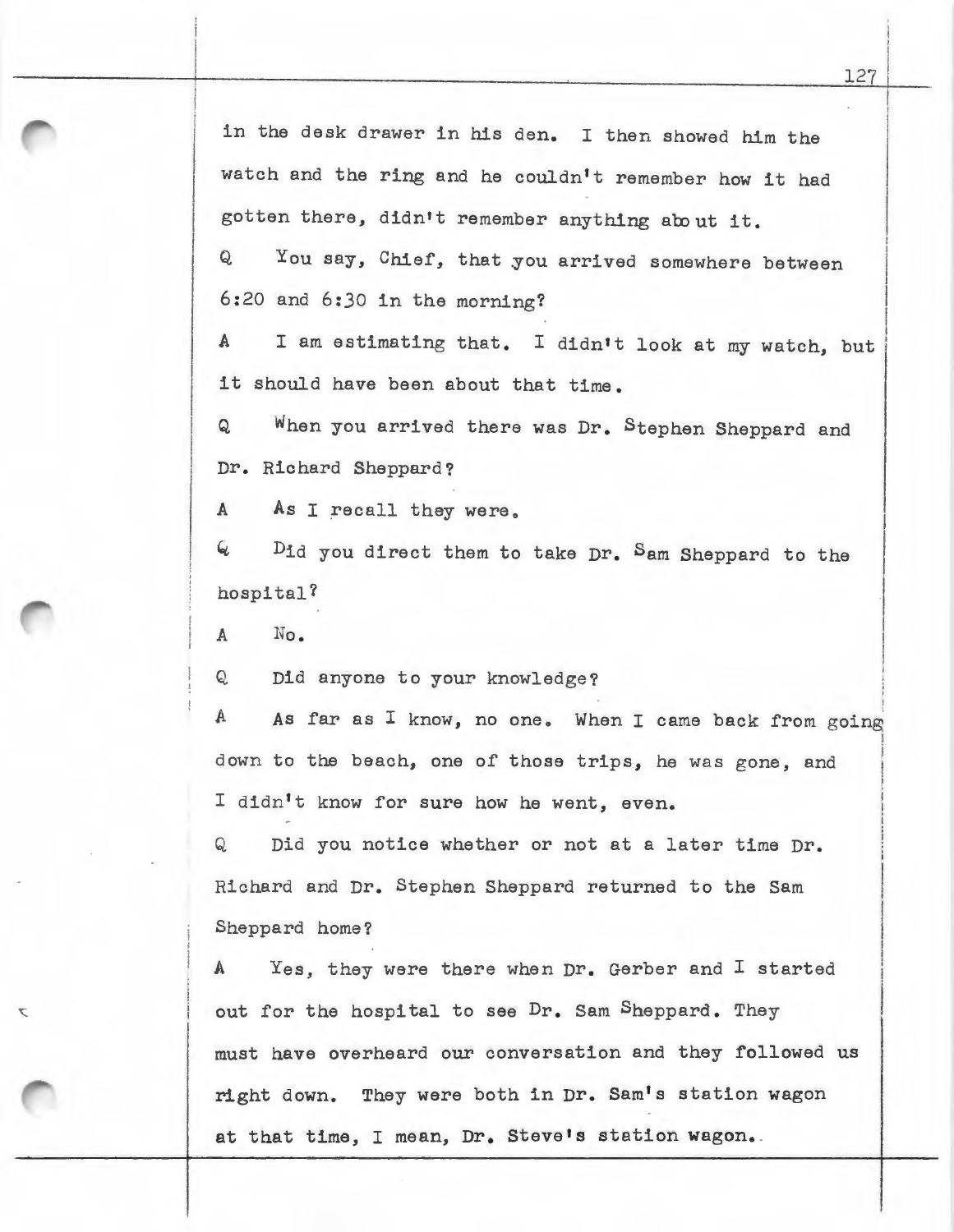in the desk drawer in his den. I then showed him the watch and the ring and he couldn't remember how it had gotten there, didn't remember anything about it.

Q You say, Chief, that you arrived somewhere between 6:20 and 6:30 in the morning?

A I am estimating that. I didn't look at my watch, but it should have been about that time.

Q When you arrived there was Dr. Stephen Sheppard and Dr. Richard Sheppard?

A As I recall they were.

Q Did you direct them to take Dr. Sam Sheppard to the hospital?

A No.

Q Did anyone to your knowledge?

A As far as I know, no one. When I came back from going down to the beach, one of those trips, he was gone, and I didn't know for sure how he went, even.

Q Did you notice whether or not at a later time Dr. Richard and Dr. Stephen Sheppard returned to the Sam Sheppard home?

A Yes, they were there when Dr. Gerber and I started out for the hospital to see Dr. Sam Sheppard. They must have overheard our conversation and they followed us right down. They were both in Dr. Sam's station wagon at that time, I mean, Dr. Steve's station wagon.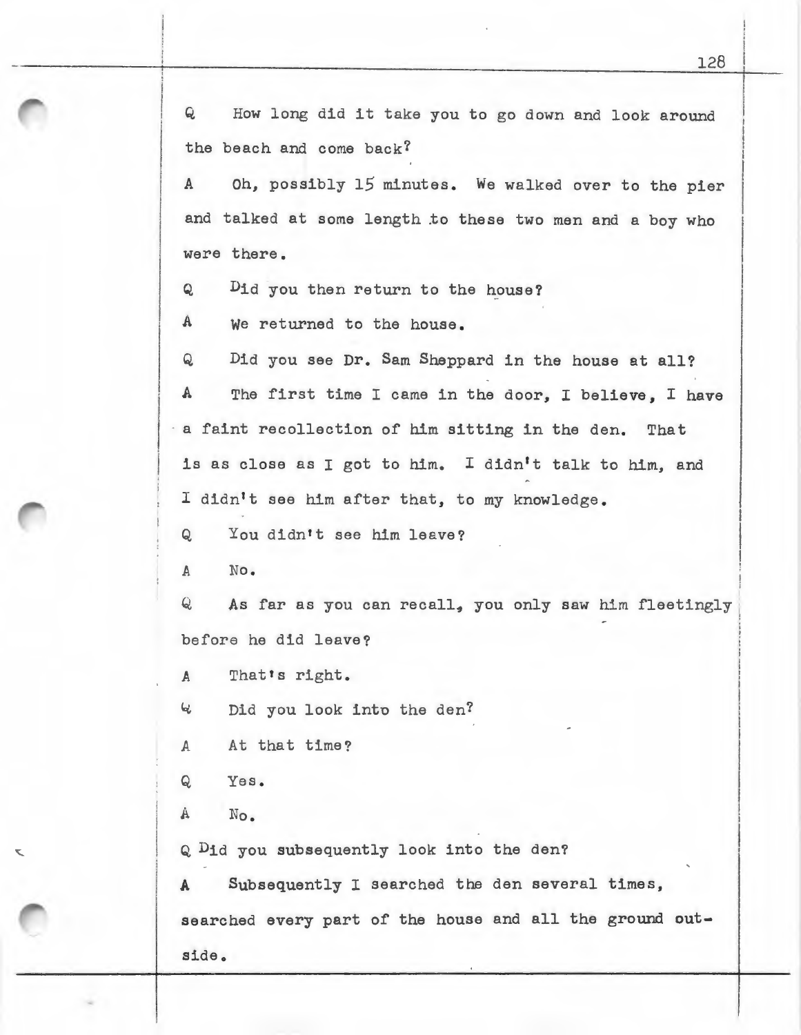Q How long did it take you to go down and look around the beach and come back?

A Oh, possibly 15 minutes. We walked over to the pier and talked at some length to these two men and a boy who were there.

Q Did you then return to the house?

A We returned to the house.

Q Did you see Dr. Sam Sheppard in the house at all?

A The first time I came in the door, I believe, I have a faint recollection of him sitting in the den. That is as close as I got to him. I didn't talk to him, and I didn't see him after that, to my knowledge.

Q You didn't see him leave?

A No.

Q As far as you can recall, you only saw him fleetingly before he did leave?

A That's right.

Q Did you look into the den?

A At that time?

Q Yes.

A No.

Q Did you subsequently look into the den?

A Subsequently I searched the den several times, searched every part of the house and all the ground outside.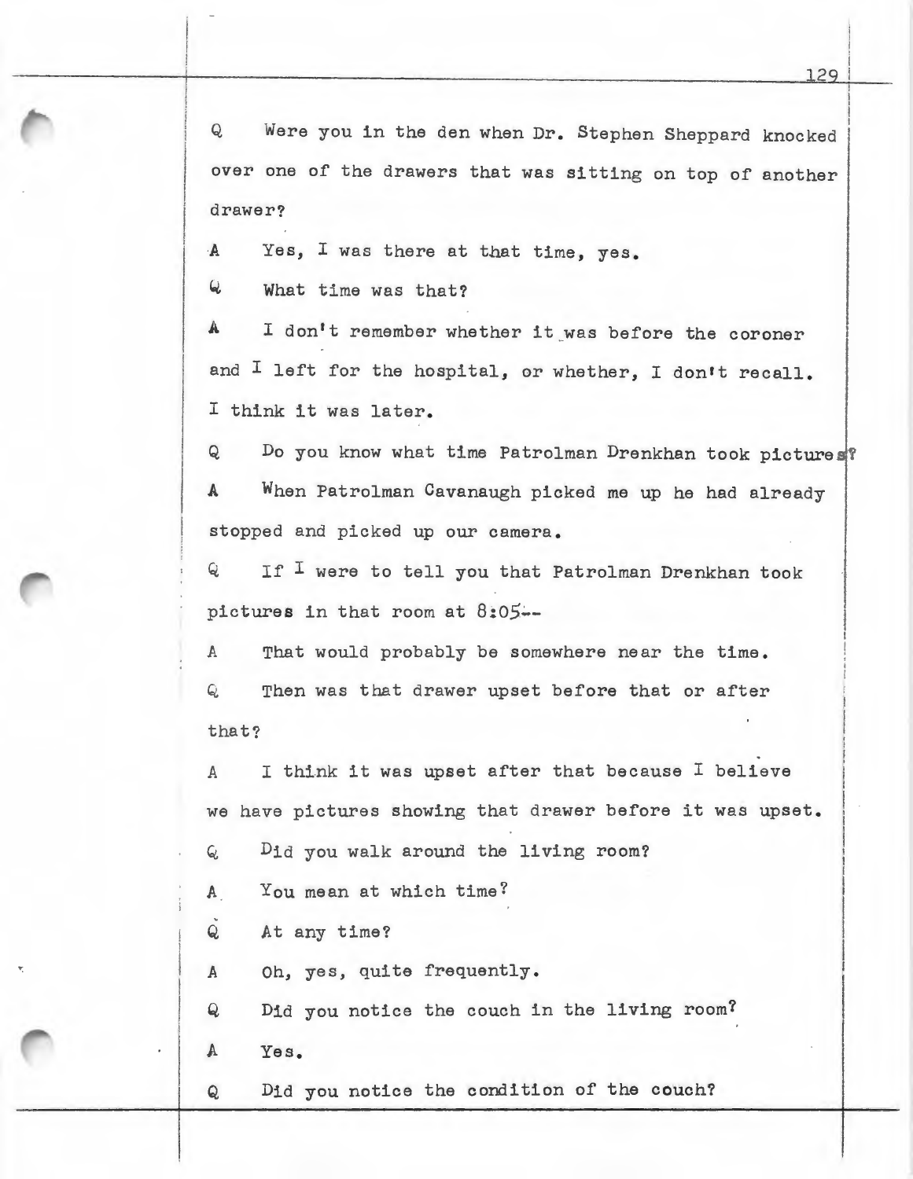Q Were you in the den when Dr. Stephen Sheppard knocked over one of the drawers that was sitting on top of another drawer?

A Yes, I was there at that time, yes.

Q What time was that?

A I don't remember whether it was before the coroner and I left for the hospital, or whether, I don't recall. I think it was later.

Q Do you know what time Patrolman Drenkhan took pictures?

A When Patrolman Cavanaugh picked me up he had already stopped and picked up our camera.

Q If I were to tell you that Patrolman Drenkhan took pictures in that room at 8:05--

A That would probably be somewhere near the time.

Q Then was that drawer upset before that or after that?

A I think it was upset after that because I believe we have pictures showing that drawer before it was upset.

Q Did you walk around the living room?

A You mean at which time?

Q At any time?

A Oh, yes, quite frequently.

Q Did you notice the couch in the living room?

A Yes.

Q Did you notice the condition of the couch?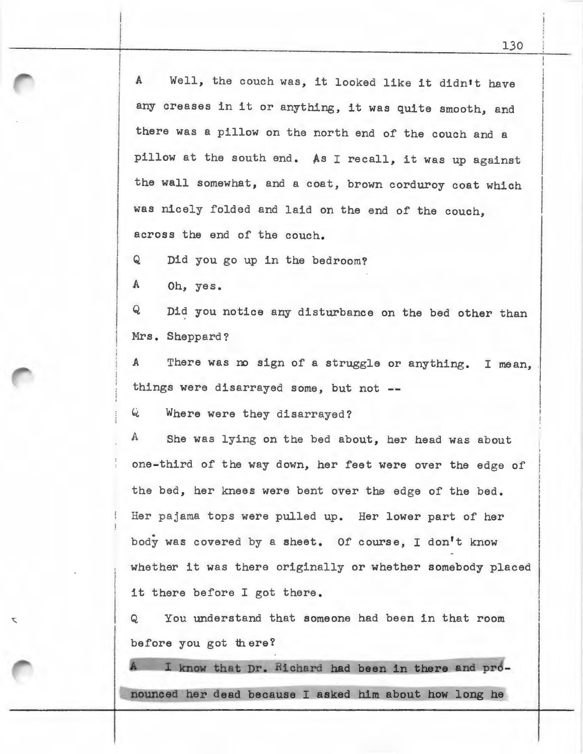A Well, the couch was, it looked like it didn't have any creases in it or anything, it was quite smooth, and there was a pillow on the north end of the couch and a pillow at the south end. As I recall, it was up against the wall somewhat, and a coat, brown corduroy coat which was nicely folded and laid on the end of the couch, across the end of the couch.

Q Did you go up in the bedroom?

A Oh, yes.

Q Did you notice any disturbance on the bed other than Mrs. Sheppard?

A There was no sign of a struggle or anything. I mean, things were disarrayed some, but not --

Q Where were they disarrayed?

A She was lying on the bed about, her head was about one-third of the way down, her feet were over the edge of the bed, her knees were bent over the edge of the bed. Her pajama tops were pulled up. Her lower part of her body was covered by a sheet. Of course, I don't know whether it was there originally or whether somebody placed it there before I got there.

Q You understand that someone had been in that room before you got there?

A I know that Dr. Richard had been in there and pronounced her dead because I asked him about how long he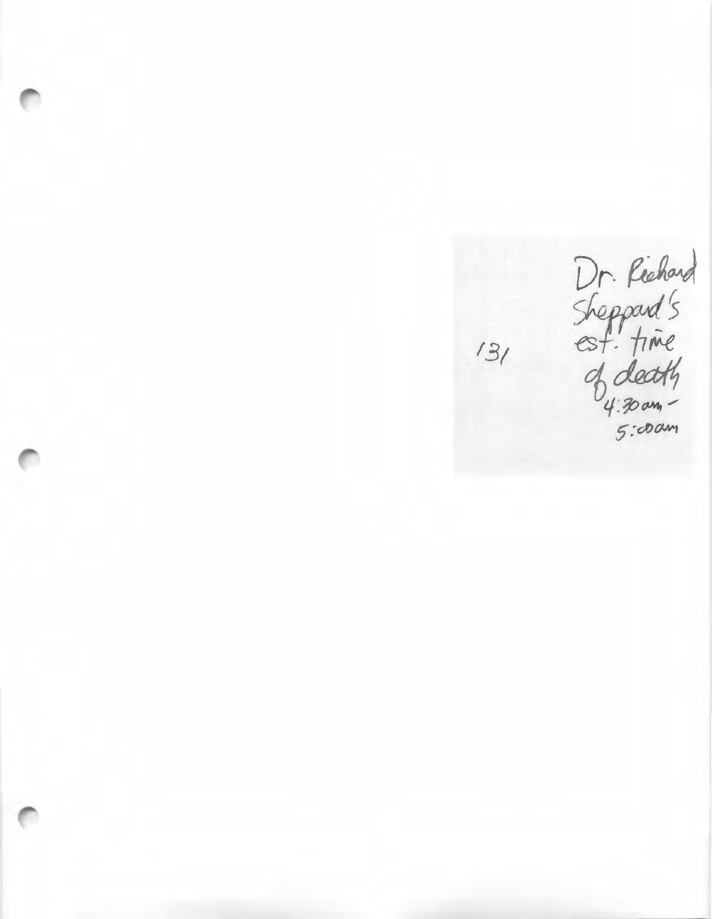131

Dr. Richard Sheppard's est. time of death 4:30 am - 5:00 am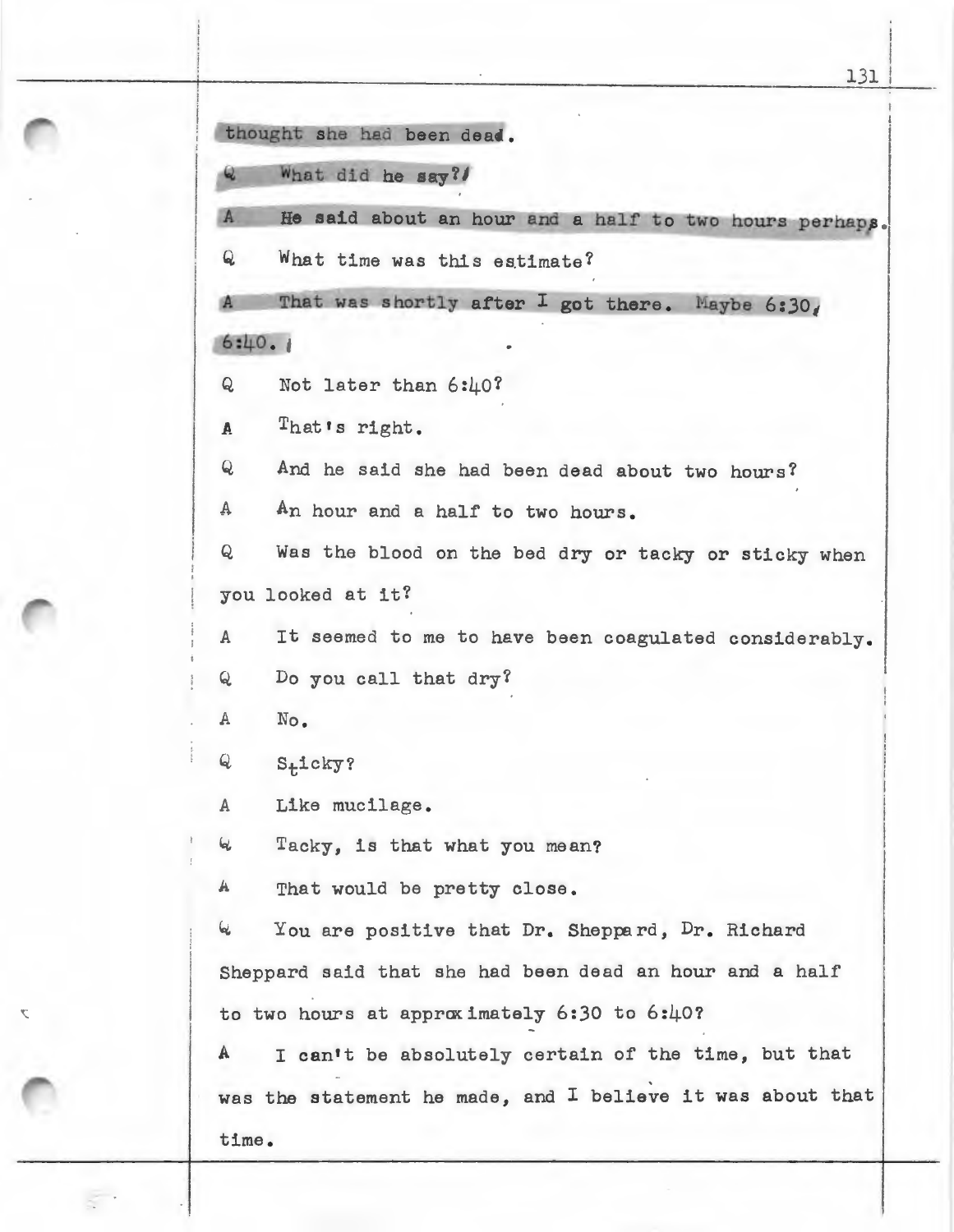thought she had been dead.

Q What did he say?

A He said about an hour and a half to two hours perhaps.

Q What time was this estimate?

A That was shortly after I got there. Maybe 6:30, 6:40.

Q Not later than 6:40?

A That's right.

Q And he said she had been dead about two hours?

A An hour and a half to two hours.

Q Was the blood on the bed dry or tacky or sticky when you looked at it?

A It seemed to me to have been coagulated considerably.

Q Do you call that dry?

A No.

Q Sticky?

A Like mucilage.

Q Tacky, is that what you mean?

A That would be pretty close.

Q You are positive that Dr. Sheppard, Dr. Richard Sheppard said that she had been dead an hour and a half to two hours at approximately 6:30 to 6:40?

A I can't be absolutely certain of the time, but that was the statement he made, and I believe it was about that time.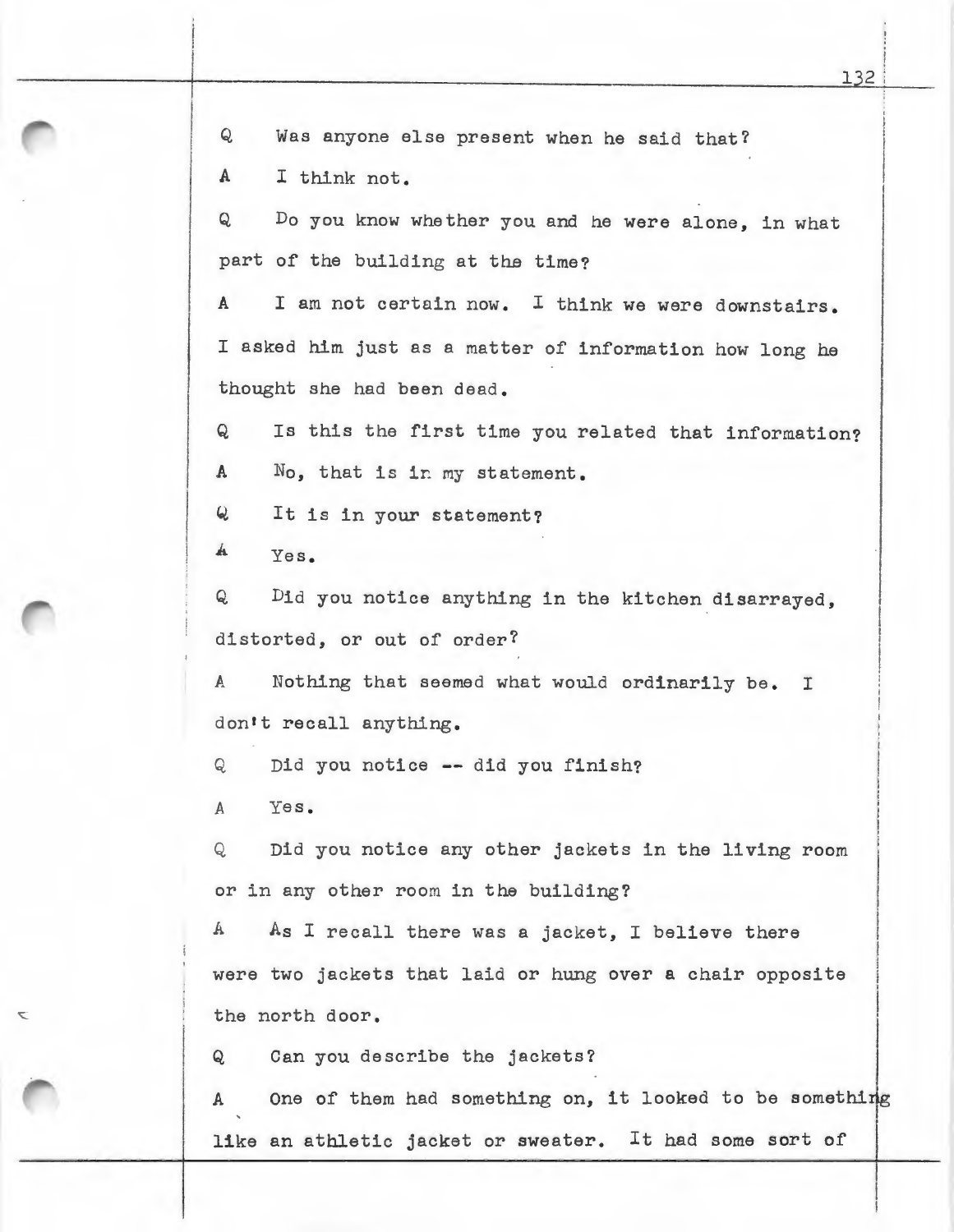Q Was anyone else present when he said that?

A I think not.

Q Do you know whether you and he were alone, in what part of the building at the time?

A I am not certain now. I think we were downstairs. I asked him just as a matter of information how long he thought she had been dead.

Q Is this the first time you related that information?

A No, that is in my statement.

Q It is in your statement?

A Yes.

Q Did you notice anything in the kitchen disarrayed, distorted, or out of order?

A Nothing that seemed what would ordinarily be. I don't recall anything.

Q Did you notice -- did you finish?

A Yes.

Q Did you notice any other jackets in the living room or in any other room in the building?

A As I recall there was a jacket, I believe there were two jackets that laid or hung over a chair opposite the north door.

Q Can you describe the jackets?

A One of them had something on, it looked to be something like an athletic jacket or sweater. It had some sort of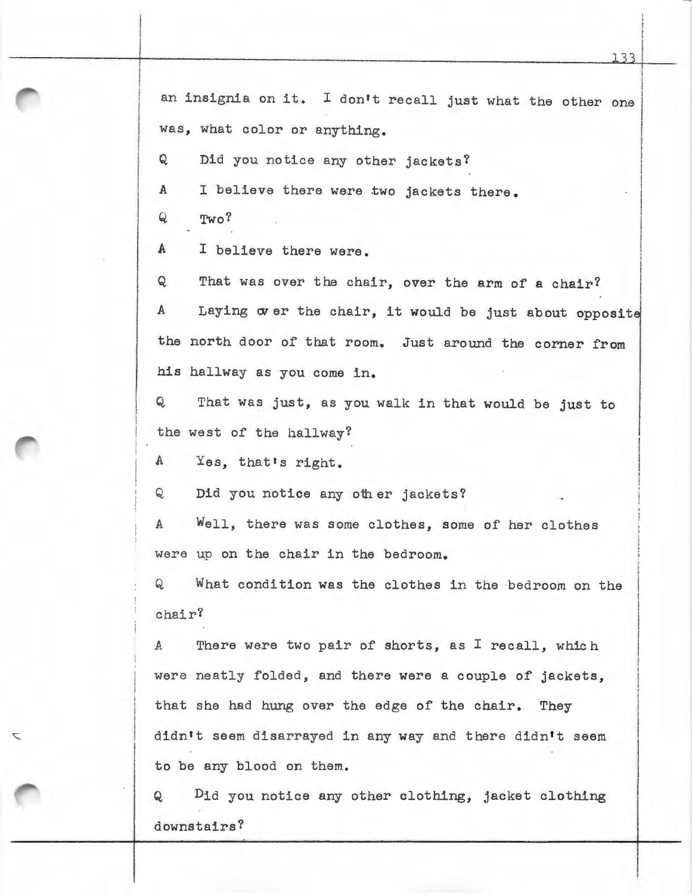an insignia on it. I don't recall just what the other one was, what color or anything.

Q Did you notice any other jackets?

A I believe there were two jackets there.

Q Two?

A I believe there were.

Q That was over the chair, over the arm of a chair?

A Laying over the chair, it would be just about opposite the north door of that room. Just around the corner from his hallway as you come in.

Q That was just, as you walk in that would be just to the west of the hallway?

A Yes, that's right.

Q Did you notice any other jackets?

A Well, there was some clothes, some of her clothes were up on the chair in the bedroom.

Q What condition was the clothes in the bedroom on the chair?

A There were two pair of shorts, as I recall, which were neatly folded, and there were a couple of jackets, that she had hung over the edge of the chair. They didn't seem disarrayed in any way and there didn't seem to be any blood on them.

Q Did you notice any other clothing, jacket clothing downstairs?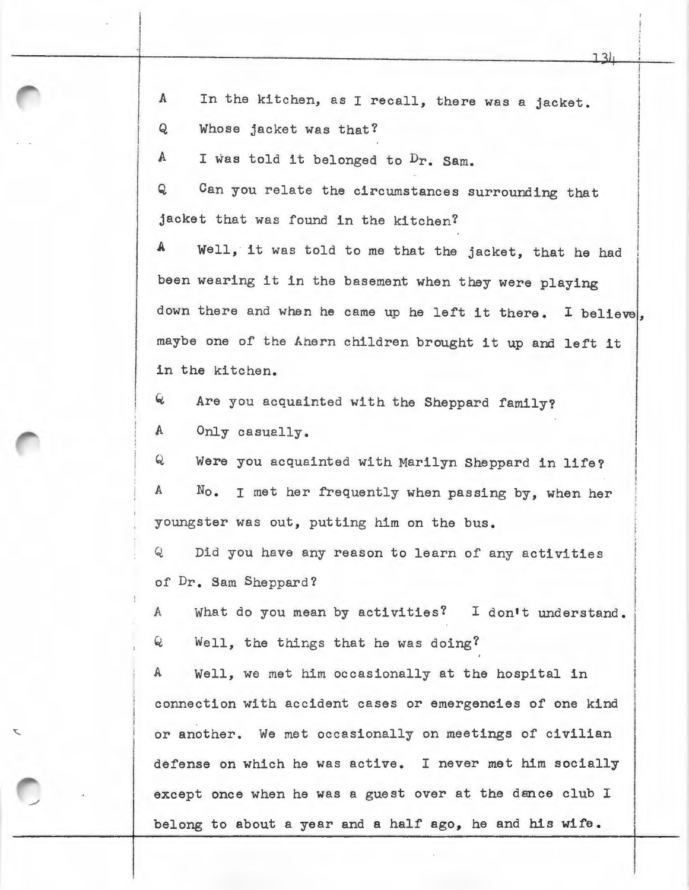A In the kitchen, as I recall, there was a jacket.

Q Whose jacket was that?

A I was told it belonged to Dr. Sam.

Q Can you relate the circumstances surrounding that jacket that was found in the kitchen?

A Well, it was told to me that the jacket, that he had been wearing it in the basement when they were playing down there and when he came up he left it there. I believe, maybe one of the Ahern children brought it up and left it in the kitchen.

Q Are you acquainted with the Sheppard family?

A Only casually.

Q Were you acquainted with Marilyn Sheppard in life?

A No. I met her frequently when passing by, when her youngster was out, putting him on the bus.

Q Did you have any reason to learn of any activities of Dr. Sam Sheppard?

A What do you mean by activities? I don't understand.

Q Well, the things that he was doing?

A Well, we met him occasionally at the hospital in connection with accident cases or emergencies of one kind or another. We met occasionally on meetings of civilian defense on which he was active. I never met him socially except once when he was a guest over at the dance club I belong to about a year and a half ago, he and his wife.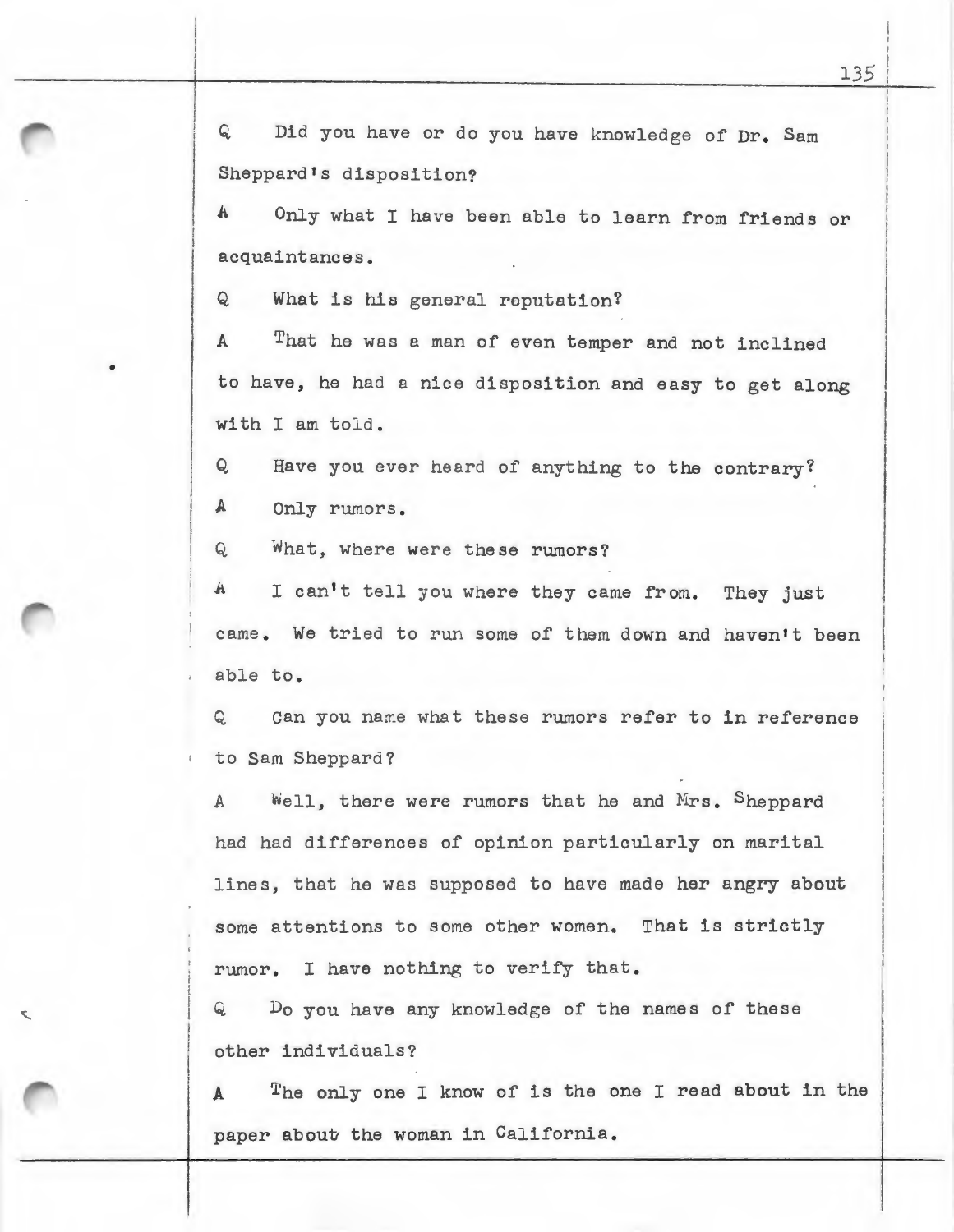Q Did you have or do you have knowledge of Dr. Sam Sheppard's disposition?

A Only what I have been able to learn from friends or acquaintances.

Q What is his general reputation?

A That he was a man of even temper and not inclined to have, he had a nice disposition and easy to get along with I am told.

Q Have you ever heard of anything to the contrary?

A Only rumors.

Q What, where were these rumors?

A I can't tell you where they came from. They just came. We tried to run some of them down and haven't been able to.

Q Can you name what these rumors refer to in reference to Sam Sheppard?

A Well, there were rumors that he and Mrs. Sheppard had had differences of opinion particularly on marital lines, that he was supposed to have made her angry about some attentions to some other women. That is strictly rumor. I have nothing to verify that.

Q Do you have any knowledge of the names of these other individuals?

A The only one I know of is the one I read about in the paper about the woman in California.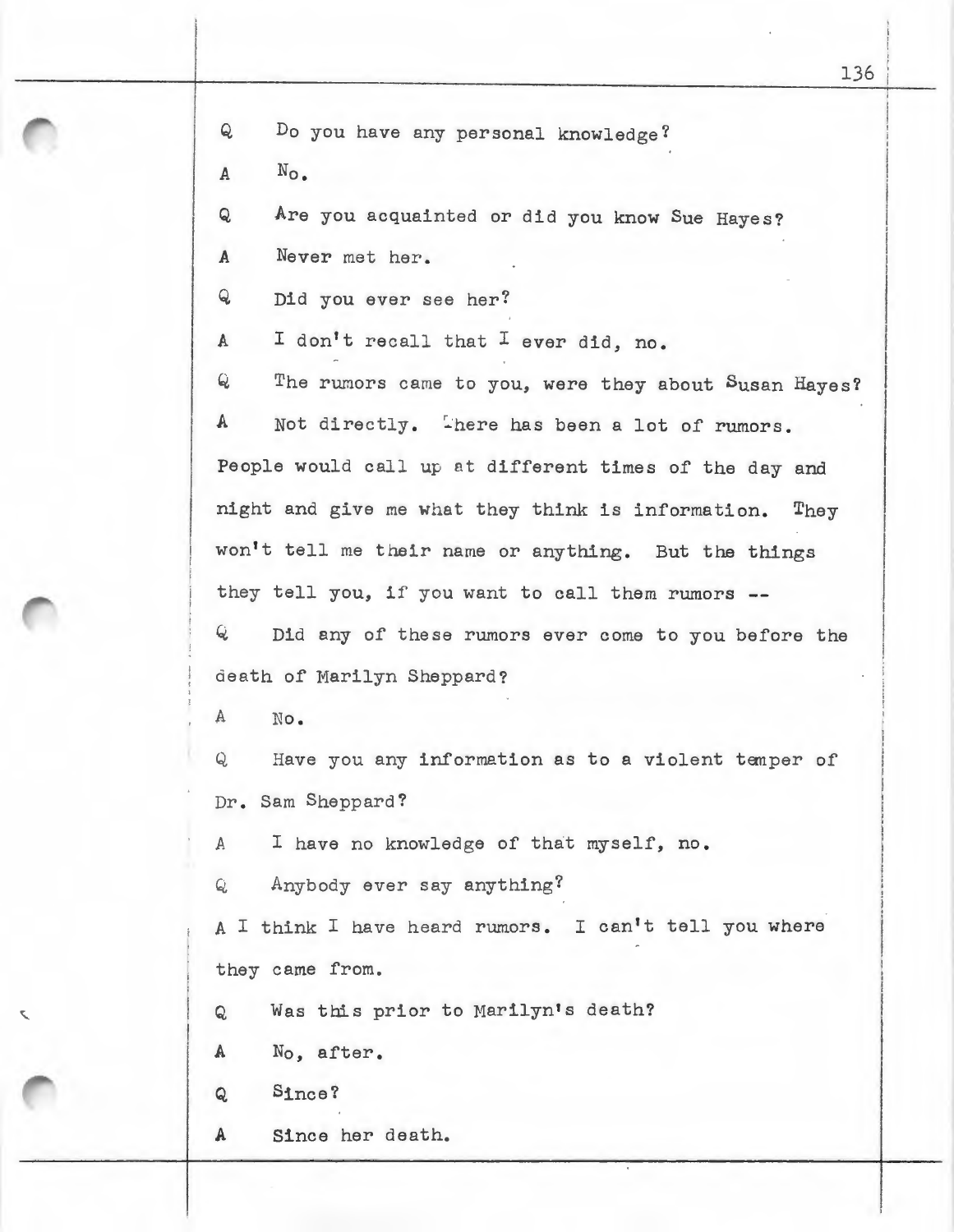Q Do you have any personal knowledge?

A No.

Q Are you acquainted or did you know Sue Hayes?

A Never met her.

Q Did you ever see her?

A I don't recall that I ever did, no.

Q The rumors came to you, were they about Susan Hayes?

A Not directly. There has been a lot of rumors. People would call up at different times of the day and night and give me what they think is information. They won't tell me their name or anything. But the things they tell you, if you want to call them rumors --

Q Did any of these rumors ever come to you before the death of Marilyn Sheppard?

A No.

Q Have you any information as to a violent temper of Dr. Sam Sheppard?

A I have no knowledge of that myself, no.

Q Anybody ever say anything?

A I think I have heard rumors. I can't tell you where they came from.

Q Was this prior to Marilyn's death?

A No, after.

Q Since?

A Since her death.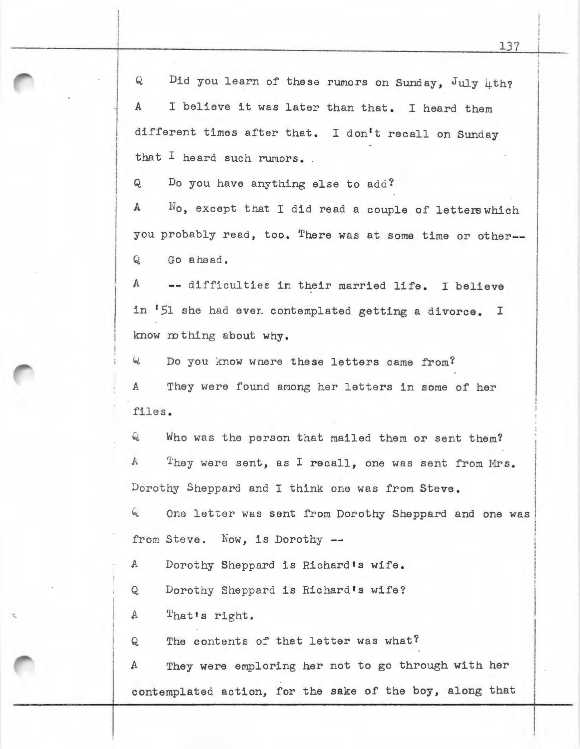Q Did you learn of these rumors on Sunday, July 4th?

A I believe it was later than that. I heard them different times after that. I don't recall on Sunday that I heard such rumors. .

Q Do you have anything else to add?

A No, except that I did read a couple of letters which you probably read, too. There was at some time or other--

Q Go ahead.

A -- difficulties in their married life. I believe in '51 she had even contemplated getting a divorce. I know nothing about why.

Q Do you know where these letters came from?

A They were found among her letters in some of her files.

Q Who was the person that mailed them or sent them?

A They were sent, as I recall, one was sent from Mrs. Dorothy Sheppard and I think one was from Steve.

Q One letter was sent from Dorothy Sheppard and one was from Steve. Now, is Dorothy --

A Dorothy Sheppard is Richard's wife.

Q Dorothy Sheppard is Richard's wife?

A That's right.

Q The contents of that letter was what?

A They were emploring her not to go through with her contemplated action, for the sake of the boy, along that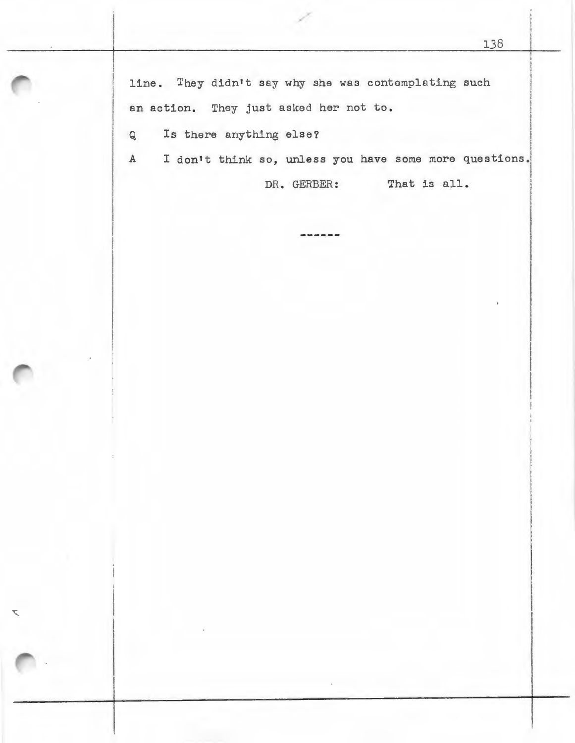line. They didn't say why she was contemplating such an action. They just asked her not to.

Q Is there anything else?

A I don't think so, unless you have some more questions.

DR. GERBER: That is all.

------